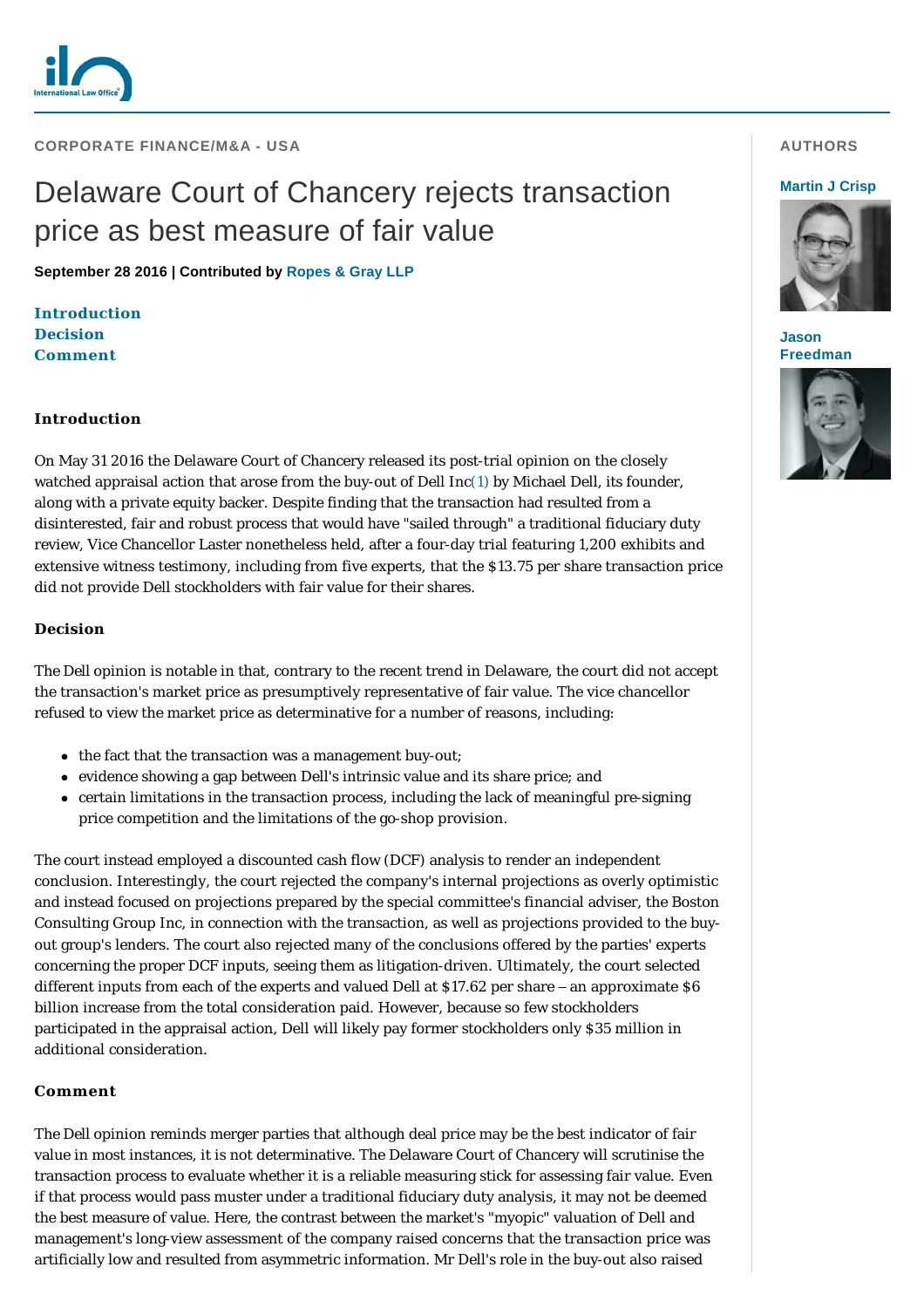CORPORATE FINANCE/M&A - USA

# Delaware Court of Chancery rejects transaction price as best measure of fair value

**September 28 2016 | Contributed by Ropes & Gray LLP**

AUTHORS

Martin J Crisp

Jason Freedman

Introduction
Decision
Comment

## Introduction

On May 31 2016 the Delaware Court of Chancery released its post-trial opinion on the closely watched appraisal action that arose from the buy-out of Dell Inc(1) by Michael Dell, its founder, along with a private equity backer. Despite finding that the transaction had resulted from a disinterested, fair and robust process that would have "sailed through" a traditional fiduciary duty review, Vice Chancellor Laster nonetheless held, after a four-day trial featuring 1,200 exhibits and extensive witness testimony, including from five experts, that the $13.75 per share transaction price did not provide Dell stockholders with fair value for their shares.

## Decision

The Dell opinion is notable in that, contrary to the recent trend in Delaware, the court did not accept the transaction's market price as presumptively representative of fair value. The vice chancellor refused to view the market price as determinative for a number of reasons, including:

- the fact that the transaction was a management buy-out;
- evidence showing a gap between Dell's intrinsic value and its share price; and
- certain limitations in the transaction process, including the lack of meaningful pre-signing price competition and the limitations of the go-shop provision.

The court instead employed a discounted cash flow (DCF) analysis to render an independent conclusion. Interestingly, the court rejected the company's internal projections as overly optimistic and instead focused on projections prepared by the special committee's financial adviser, the Boston Consulting Group Inc, in connection with the transaction, as well as projections provided to the buy-out group's lenders. The court also rejected many of the conclusions offered by the parties' experts concerning the proper DCF inputs, seeing them as litigation-driven. Ultimately, the court selected different inputs from each of the experts and valued Dell at $17.62 per share – an approximate $6 billion increase from the total consideration paid. However, because so few stockholders participated in the appraisal action, Dell will likely pay former stockholders only $35 million in additional consideration.

## Comment

The Dell opinion reminds merger parties that although deal price may be the best indicator of fair value in most instances, it is not determinative. The Delaware Court of Chancery will scrutinise the transaction process to evaluate whether it is a reliable measuring stick for assessing fair value. Even if that process would pass muster under a traditional fiduciary duty analysis, it may not be deemed the best measure of value. Here, the contrast between the market's "myopic" valuation of Dell and management's long-view assessment of the company raised concerns that the transaction price was artificially low and resulted from asymmetric information. Mr Dell's role in the buy-out also raised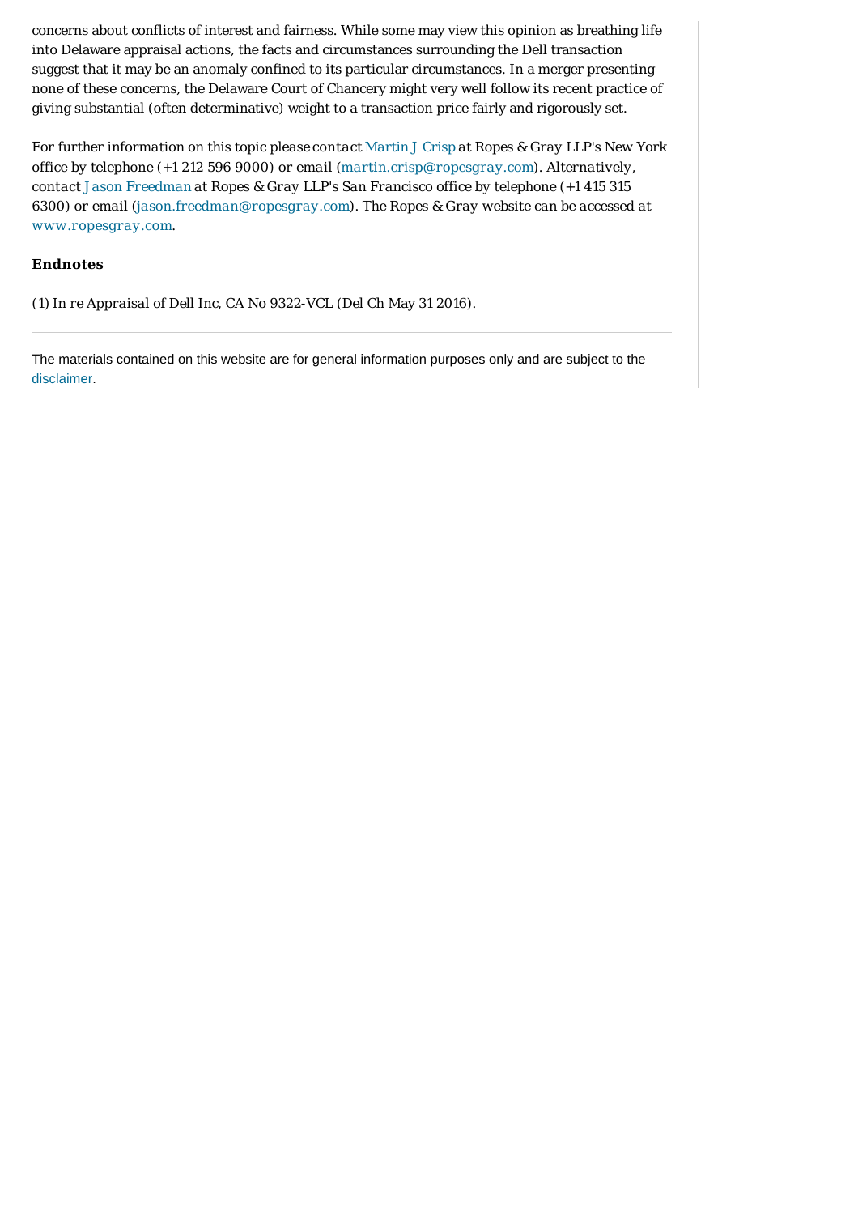concerns about conflicts of interest and fairness. While some may view this opinion as breathing life into Delaware appraisal actions, the facts and circumstances surrounding the Dell transaction suggest that it may be an anomaly confined to its particular circumstances. In a merger presenting none of these concerns, the Delaware Court of Chancery might very well follow its recent practice of giving substantial (often determinative) weight to a transaction price fairly and rigorously set.

For further information on this topic please contact Martin J Crisp at Ropes & Gray LLP's New York office by telephone (+1 212 596 9000) or email (martin.crisp@ropesgray.com). Alternatively, contact Jason Freedman at Ropes & Gray LLP's San Francisco office by telephone (+1 415 315 6300) or email (jason.freedman@ropesgray.com). The Ropes & Gray website can be accessed at www.ropesgray.com.

### Endnotes

(1) In re Appraisal of Dell Inc, CA No 9322-VCL (Del Ch May 31 2016).

---

The materials contained on this website are for general information purposes only and are subject to the disclaimer.